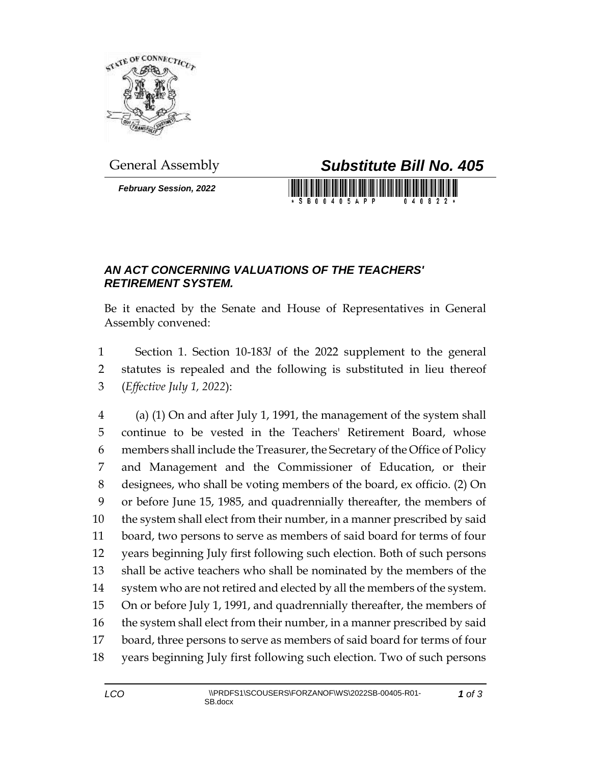General Assembly

# *Substitute Bill No. 405*

***February Session, 2022***

## *AN ACT CONCERNING VALUATIONS OF THE TEACHERS' RETIREMENT SYSTEM.*

Be it enacted by the Senate and House of Representatives in General Assembly convened:

1 Section 1. Section 10-183*l* of the 2022 supplement to the general
2 statutes is repealed and the following is substituted in lieu thereof
3 (*Effective July 1, 2022*):

4 (a) (1) On and after July 1, 1991, the management of the system shall
5 continue to be vested in the Teachers' Retirement Board, whose
6 members shall include the Treasurer, the Secretary of the Office of Policy
7 and Management and the Commissioner of Education, or their
8 designees, who shall be voting members of the board, ex officio. (2) On
9 or before June 15, 1985, and quadrennially thereafter, the members of
10 the system shall elect from their number, in a manner prescribed by said
11 board, two persons to serve as members of said board for terms of four
12 years beginning July first following such election. Both of such persons
13 shall be active teachers who shall be nominated by the members of the
14 system who are not retired and elected by all the members of the system.
15 On or before July 1, 1991, and quadrennially thereafter, the members of
16 the system shall elect from their number, in a manner prescribed by said
17 board, three persons to serve as members of said board for terms of four
18 years beginning July first following such election. Two of such persons

LCO \\PRDFS1\SCOUSERS\FORZANOF\WS\2022SB-00405-R01-SB.docx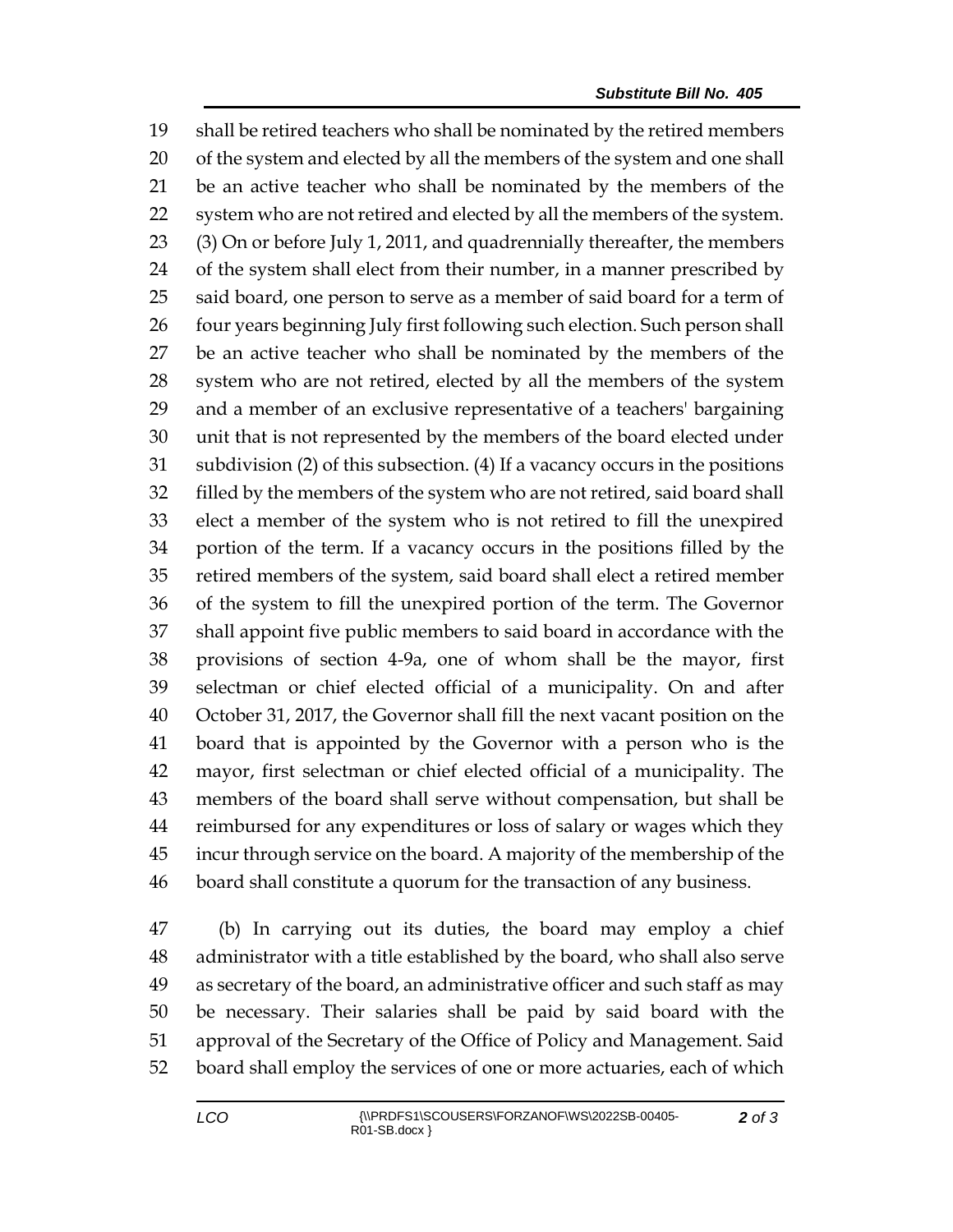shall be retired teachers who shall be nominated by the retired members of the system and elected by all the members of the system and one shall be an active teacher who shall be nominated by the members of the system who are not retired and elected by all the members of the system. (3) On or before July 1, 2011, and quadrennially thereafter, the members of the system shall elect from their number, in a manner prescribed by said board, one person to serve as a member of said board for a term of four years beginning July first following such election. Such person shall be an active teacher who shall be nominated by the members of the system who are not retired, elected by all the members of the system and a member of an exclusive representative of a teachers' bargaining unit that is not represented by the members of the board elected under subdivision (2) of this subsection. (4) If a vacancy occurs in the positions filled by the members of the system who are not retired, said board shall elect a member of the system who is not retired to fill the unexpired portion of the term. If a vacancy occurs in the positions filled by the retired members of the system, said board shall elect a retired member of the system to fill the unexpired portion of the term. The Governor shall appoint five public members to said board in accordance with the provisions of section 4-9a, one of whom shall be the mayor, first selectman or chief elected official of a municipality. On and after October 31, 2017, the Governor shall fill the next vacant position on the board that is appointed by the Governor with a person who is the mayor, first selectman or chief elected official of a municipality. The members of the board shall serve without compensation, but shall be reimbursed for any expenditures or loss of salary or wages which they incur through service on the board. A majority of the membership of the board shall constitute a quorum for the transaction of any business.

(b) In carrying out its duties, the board may employ a chief administrator with a title established by the board, who shall also serve as secretary of the board, an administrative officer and such staff as may be necessary. Their salaries shall be paid by said board with the approval of the Secretary of the Office of Policy and Management. Said board shall employ the services of one or more actuaries, each of which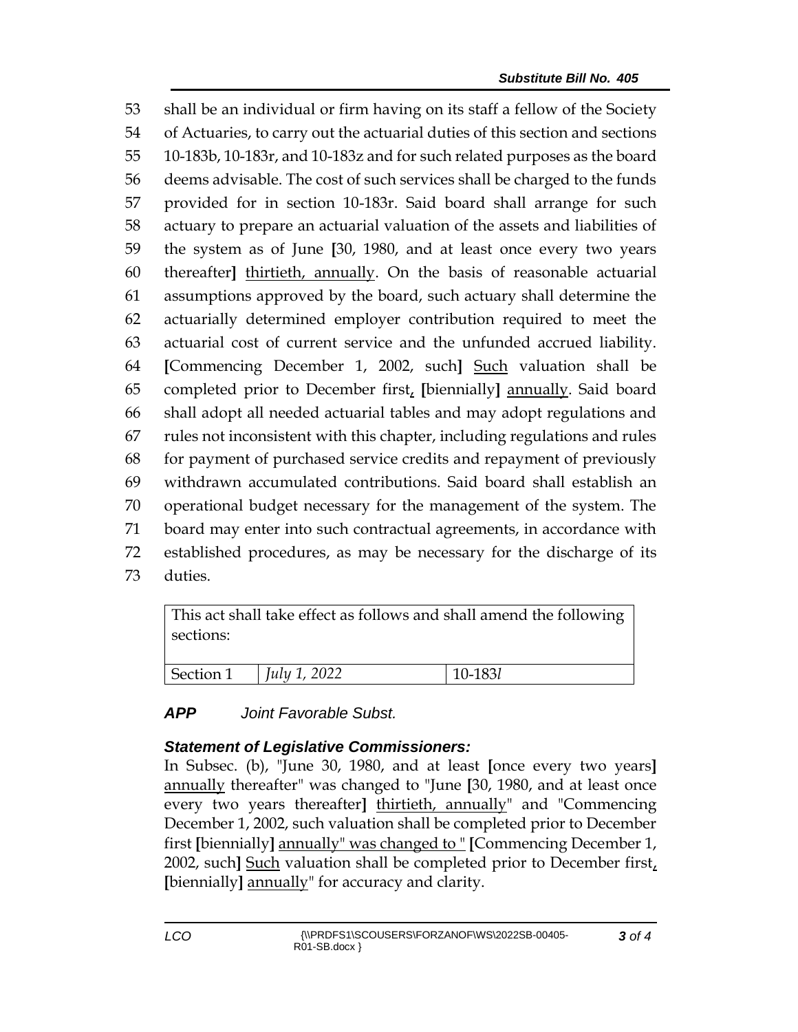shall be an individual or firm having on its staff a fellow of the Society of Actuaries, to carry out the actuarial duties of this section and sections 10-183b, 10-183r, and 10-183z and for such related purposes as the board deems advisable. The cost of such services shall be charged to the funds provided for in section 10-183r. Said board shall arrange for such actuary to prepare an actuarial valuation of the assets and liabilities of the system as of June **[**30, 1980, and at least once every two years thereafter**]** thirtieth, annually. On the basis of reasonable actuarial assumptions approved by the board, such actuary shall determine the actuarially determined employer contribution required to meet the actuarial cost of current service and the unfunded accrued liability. **[**Commencing December 1, 2002, such**]** Such valuation shall be completed prior to December first, **[**biennially**]** annually. Said board shall adopt all needed actuarial tables and may adopt regulations and rules not inconsistent with this chapter, including regulations and rules for payment of purchased service credits and repayment of previously withdrawn accumulated contributions. Said board shall establish an operational budget necessary for the management of the system. The board may enter into such contractual agreements, in accordance with established procedures, as may be necessary for the discharge of its duties.

| This act shall take effect as follows and shall amend the following sections: | | |
|---|---|---|
| Section 1 | *July 1, 2022* | 10-183*l* |

***APP*** *Joint Favorable Subst.*

### *Statement of Legislative Commissioners:*

In Subsec. (b), "June 30, 1980, and at least **[**once every two years**]** annually thereafter" was changed to "June **[**30, 1980, and at least once every two years thereafter**]** thirtieth, annually" and "Commencing December 1, 2002, such valuation shall be completed prior to December first **[**biennially**]** annually" was changed to " **[**Commencing December 1, 2002, such**]** Such valuation shall be completed prior to December first, **[**biennially**]** annually" for accuracy and clarity.